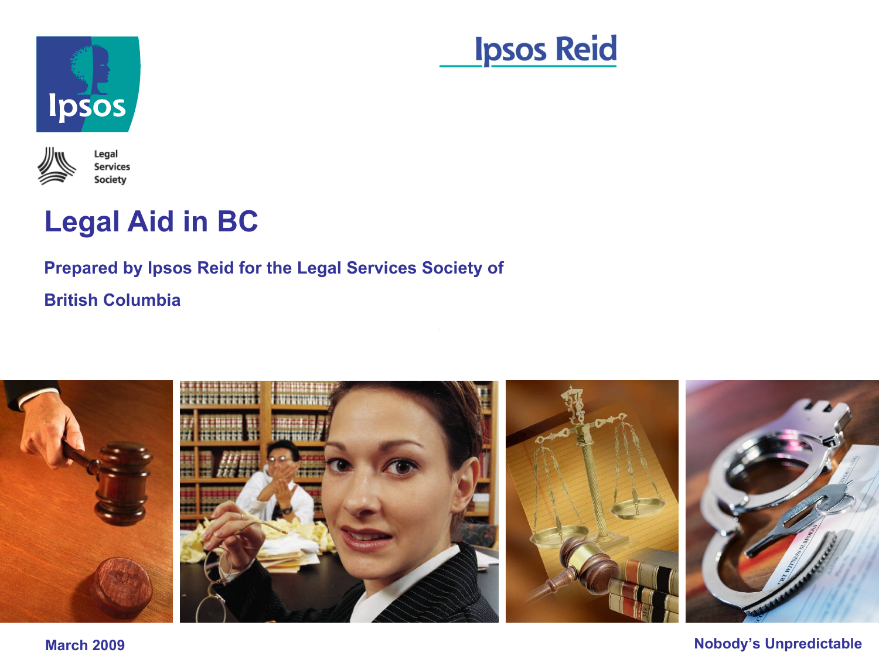Ipsos

Ipsos Reid

Legal Services Society

# Legal Aid in BC

**Prepared by Ipsos Reid for the Legal Services Society of British Columbia**

**March 2009**

**Nobody's Unpredictable**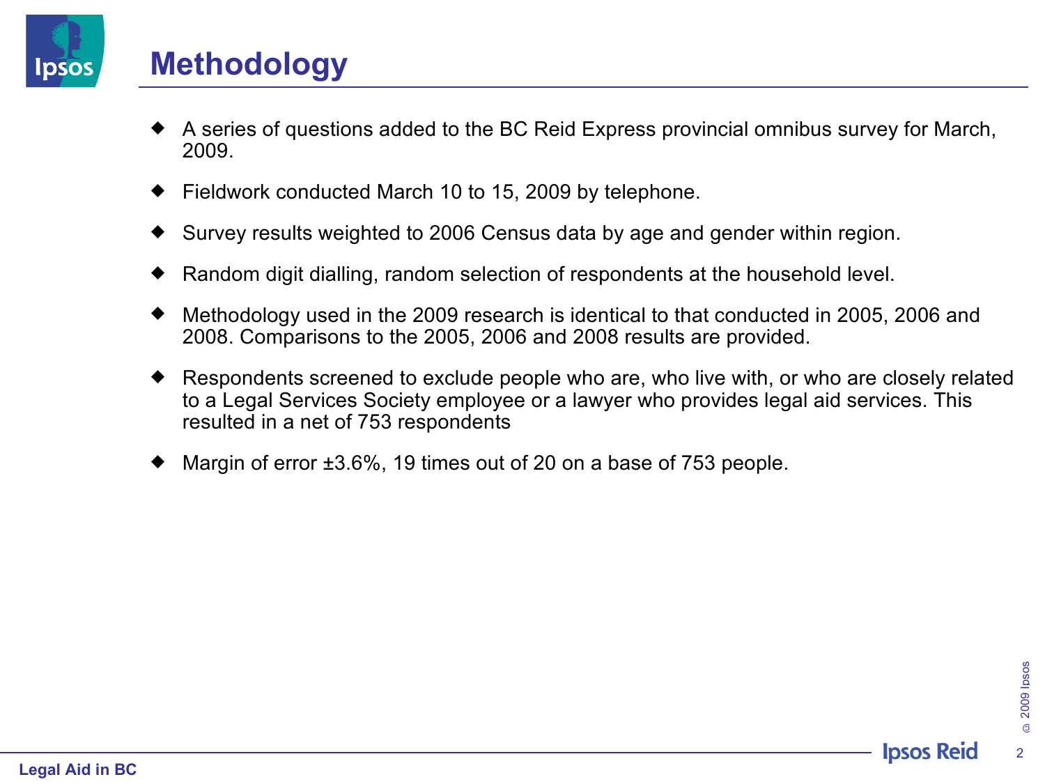# Methodology

- A series of questions added to the BC Reid Express provincial omnibus survey for March, 2009.
- Fieldwork conducted March 10 to 15, 2009 by telephone.
- Survey results weighted to 2006 Census data by age and gender within region.
- Random digit dialling, random selection of respondents at the household level.
- Methodology used in the 2009 research is identical to that conducted in 2005, 2006 and 2008. Comparisons to the 2005, 2006 and 2008 results are provided.
- Respondents screened to exclude people who are, who live with, or who are closely related to a Legal Services Society employee or a lawyer who provides legal aid services. This resulted in a net of 753 respondents
- Margin of error ±3.6%, 19 times out of 20 on a base of 753 people.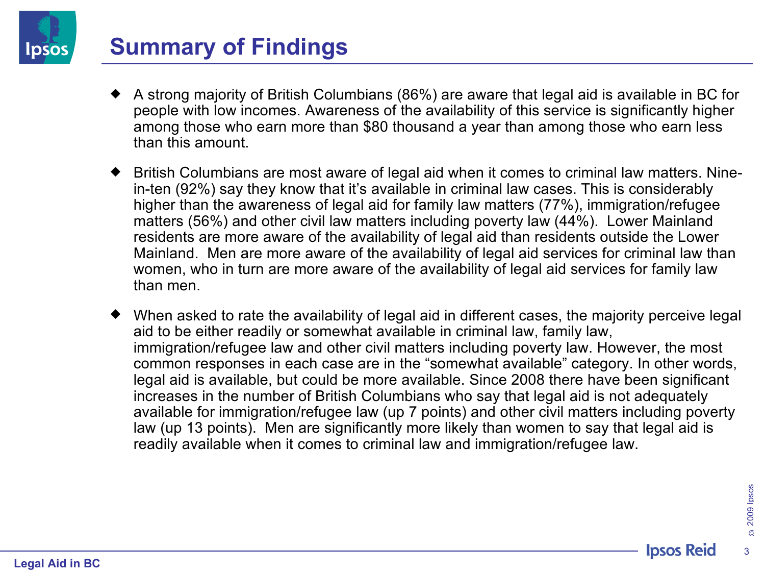# Summary of Findings

- A strong majority of British Columbians (86%) are aware that legal aid is available in BC for people with low incomes. Awareness of the availability of this service is significantly higher among those who earn more than $80 thousand a year than among those who earn less than this amount.

- British Columbians are most aware of legal aid when it comes to criminal law matters. Nine-in-ten (92%) say they know that it's available in criminal law cases. This is considerably higher than the awareness of legal aid for family law matters (77%), immigration/refugee matters (56%) and other civil law matters including poverty law (44%). Lower Mainland residents are more aware of the availability of legal aid than residents outside the Lower Mainland. Men are more aware of the availability of legal aid services for criminal law than women, who in turn are more aware of the availability of legal aid services for family law than men.

- When asked to rate the availability of legal aid in different cases, the majority perceive legal aid to be either readily or somewhat available in criminal law, family law, immigration/refugee law and other civil matters including poverty law. However, the most common responses in each case are in the "somewhat available" category. In other words, legal aid is available, but could be more available. Since 2008 there have been significant increases in the number of British Columbians who say that legal aid is not adequately available for immigration/refugee law (up 7 points) and other civil matters including poverty law (up 13 points). Men are significantly more likely than women to say that legal aid is readily available when it comes to criminal law and immigration/refugee law.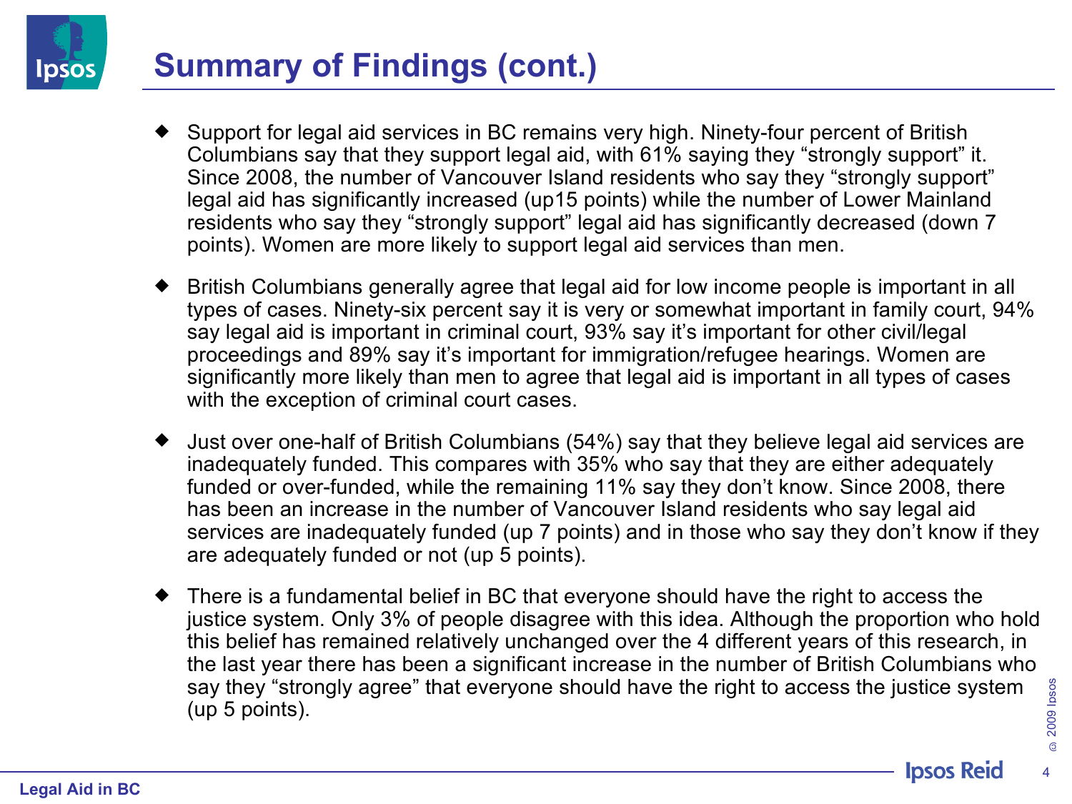# Summary of Findings (cont.)

- Support for legal aid services in BC remains very high. Ninety-four percent of British Columbians say that they support legal aid, with 61% saying they "strongly support" it. Since 2008, the number of Vancouver Island residents who say they "strongly support" legal aid has significantly increased (up15 points) while the number of Lower Mainland residents who say they "strongly support" legal aid has significantly decreased (down 7 points). Women are more likely to support legal aid services than men.

- British Columbians generally agree that legal aid for low income people is important in all types of cases. Ninety-six percent say it is very or somewhat important in family court, 94% say legal aid is important in criminal court, 93% say it's important for other civil/legal proceedings and 89% say it's important for immigration/refugee hearings. Women are significantly more likely than men to agree that legal aid is important in all types of cases with the exception of criminal court cases.

- Just over one-half of British Columbians (54%) say that they believe legal aid services are inadequately funded. This compares with 35% who say that they are either adequately funded or over-funded, while the remaining 11% say they don't know. Since 2008, there has been an increase in the number of Vancouver Island residents who say legal aid services are inadequately funded (up 7 points) and in those who say they don't know if they are adequately funded or not (up 5 points).

- There is a fundamental belief in BC that everyone should have the right to access the justice system. Only 3% of people disagree with this idea. Although the proportion who hold this belief has remained relatively unchanged over the 4 different years of this research, in the last year there has been a significant increase in the number of British Columbians who say they "strongly agree" that everyone should have the right to access the justice system (up 5 points).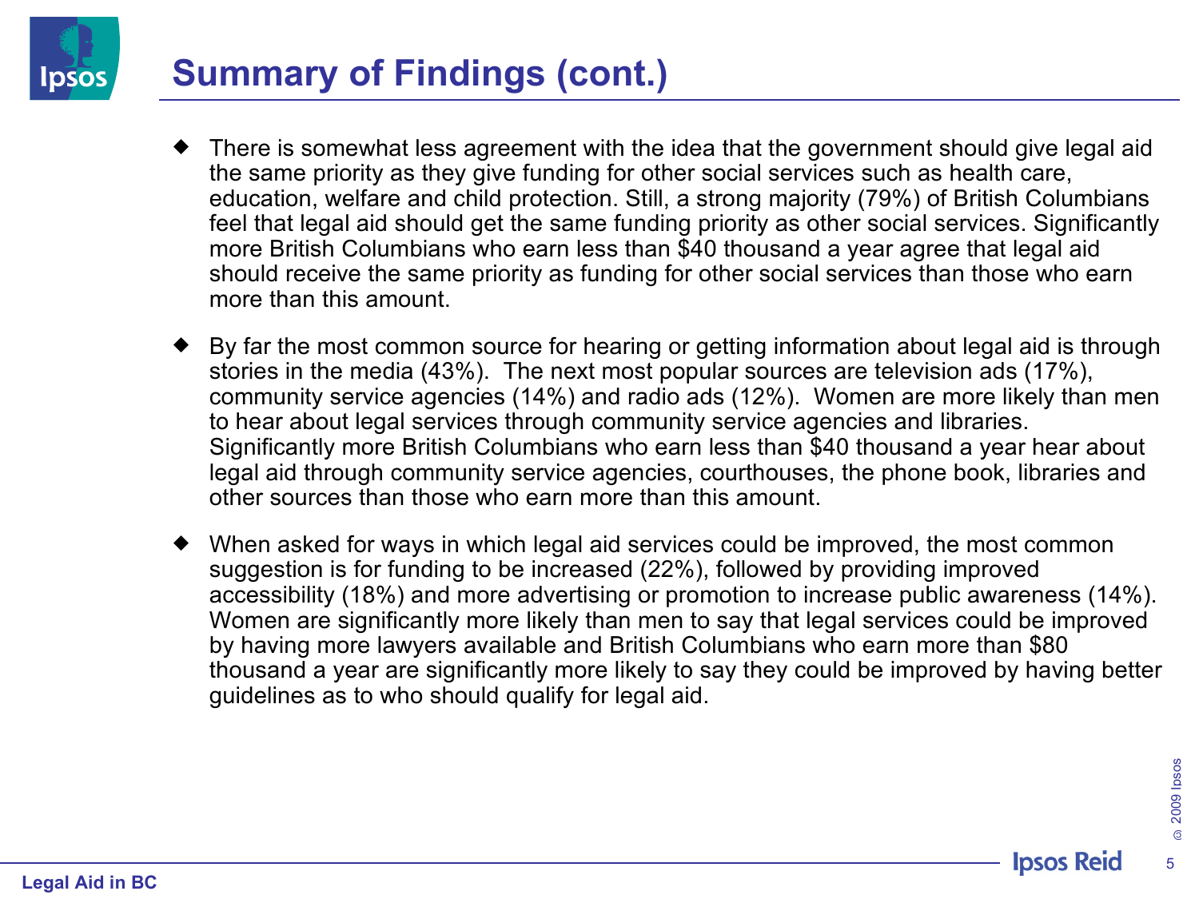# Summary of Findings (cont.)

- There is somewhat less agreement with the idea that the government should give legal aid the same priority as they give funding for other social services such as health care, education, welfare and child protection. Still, a strong majority (79%) of British Columbians feel that legal aid should get the same funding priority as other social services. Significantly more British Columbians who earn less than $40 thousand a year agree that legal aid should receive the same priority as funding for other social services than those who earn more than this amount.

- By far the most common source for hearing or getting information about legal aid is through stories in the media (43%). The next most popular sources are television ads (17%), community service agencies (14%) and radio ads (12%). Women are more likely than men to hear about legal services through community service agencies and libraries. Significantly more British Columbians who earn less than $40 thousand a year hear about legal aid through community service agencies, courthouses, the phone book, libraries and other sources than those who earn more than this amount.

- When asked for ways in which legal aid services could be improved, the most common suggestion is for funding to be increased (22%), followed by providing improved accessibility (18%) and more advertising or promotion to increase public awareness (14%). Women are significantly more likely than men to say that legal services could be improved by having more lawyers available and British Columbians who earn more than $80 thousand a year are significantly more likely to say they could be improved by having better guidelines as to who should qualify for legal aid.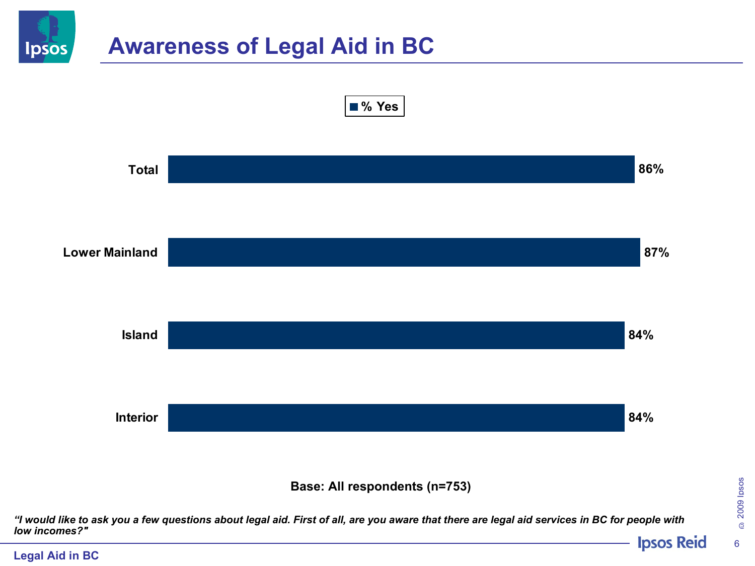# Awareness of Legal Aid in BC

| | % Yes |
| --- | --- |
| Total | 86% |
| Lower Mainland | 87% |
| Island | 84% |
| Interior | 84% |

**Base: All respondents (n=753)**

*"I would like to ask you a few questions about legal aid. First of all, are you aware that there are legal aid services in BC for people with low incomes?"*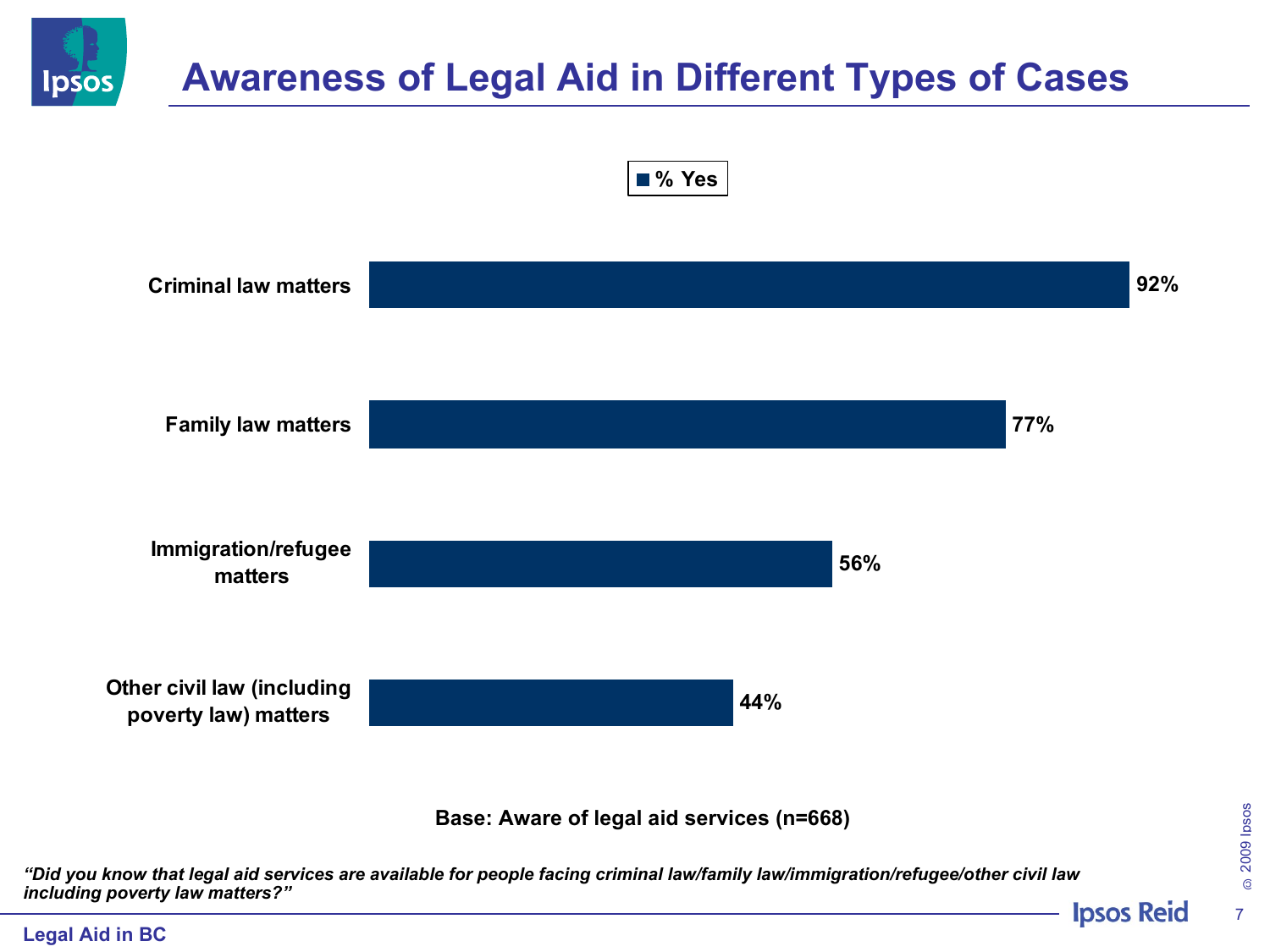# Awareness of Legal Aid in Different Types of Cases

| | % Yes |
|---|---|
| Criminal law matters | 92% |
| Family law matters | 77% |
| Immigration/refugee matters | 56% |
| Other civil law (including poverty law) matters | 44% |

**Base: Aware of legal aid services (n=668)**

*"Did you know that legal aid services are available for people facing criminal law/family law/immigration/refugee/other civil law including poverty law matters?"*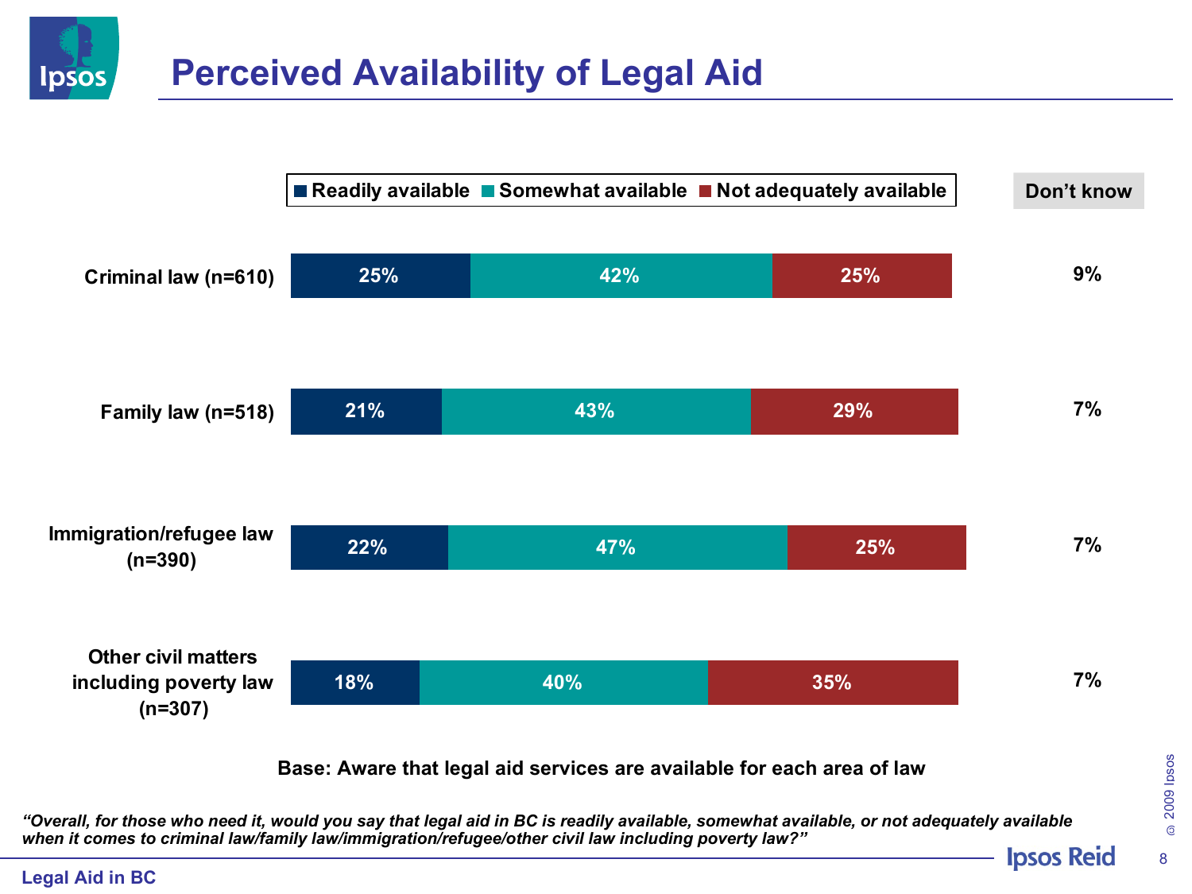# Perceived Availability of Legal Aid

| | Readily available | Somewhat available | Not adequately available | Don't know |
|---|---|---|---|---|
| Criminal law (n=610) | 25% | 42% | 25% | 9% |
| Family law (n=518) | 21% | 43% | 29% | 7% |
| Immigration/refugee law (n=390) | 22% | 47% | 25% | 7% |
| Other civil matters including poverty law (n=307) | 18% | 40% | 35% | 7% |

**Base: Aware that legal aid services are available for each area of law**

***"Overall, for those who need it, would you say that legal aid in BC is readily available, somewhat available, or not adequately available when it comes to criminal law/family law/immigration/refugee/other civil law including poverty law?"***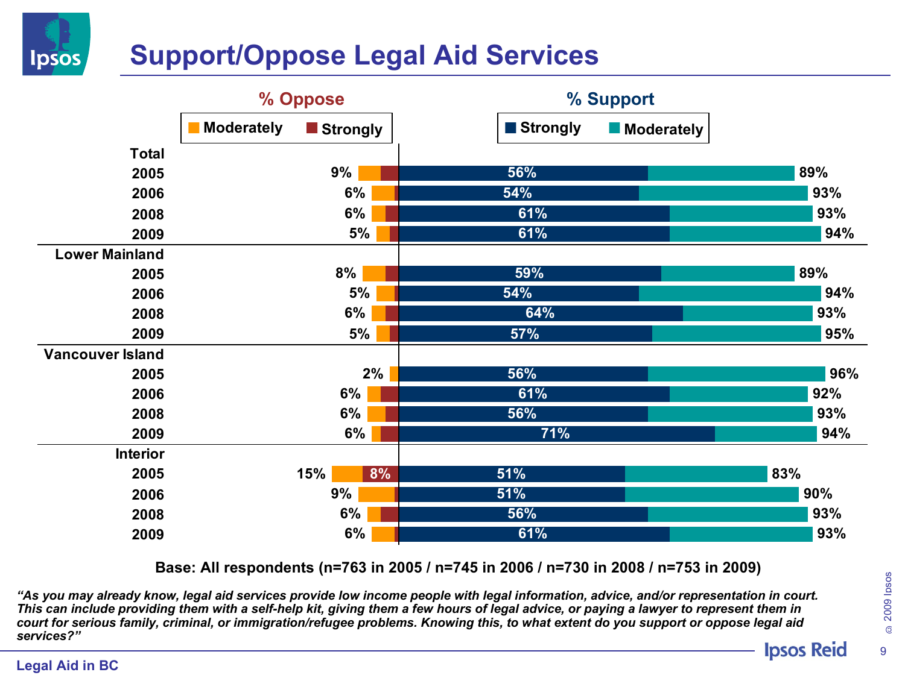# Support/Oppose Legal Aid Services

| | % Oppose (Total) | % Oppose – Strongly | % Support – Strongly | % Support (Total) |
|---|---|---|---|---|
| **Total** | | | | |
| 2005 | 9% | | 56% | 89% |
| 2006 | 6% | | 54% | 93% |
| 2008 | 6% | | 61% | 93% |
| 2009 | 5% | | 61% | 94% |
| **Lower Mainland** | | | | |
| 2005 | 8% | | 59% | 89% |
| 2006 | 5% | | 54% | 94% |
| 2008 | 6% | | 64% | 93% |
| 2009 | 5% | | 57% | 95% |
| **Vancouver Island** | | | | |
| 2005 | 2% | | 56% | 96% |
| 2006 | 6% | | 61% | 92% |
| 2008 | 6% | | 56% | 93% |
| 2009 | 6% | | 71% | 94% |
| **Interior** | | | | |
| 2005 | 15% | 8% | 51% | 83% |
| 2006 | 9% | | 51% | 90% |
| 2008 | 6% | | 56% | 93% |
| 2009 | 6% | | 61% | 93% |

**Base: All respondents (n=763 in 2005 / n=745 in 2006 / n=730 in 2008 / n=753 in 2009)**

***"As you may already know, legal aid services provide low income people with legal information, advice, and/or representation in court. This can include providing them with a self-help kit, giving them a few hours of legal advice, or paying a lawyer to represent them in court for serious family, criminal, or immigration/refugee problems. Knowing this, to what extent do you support or oppose legal aid services?"***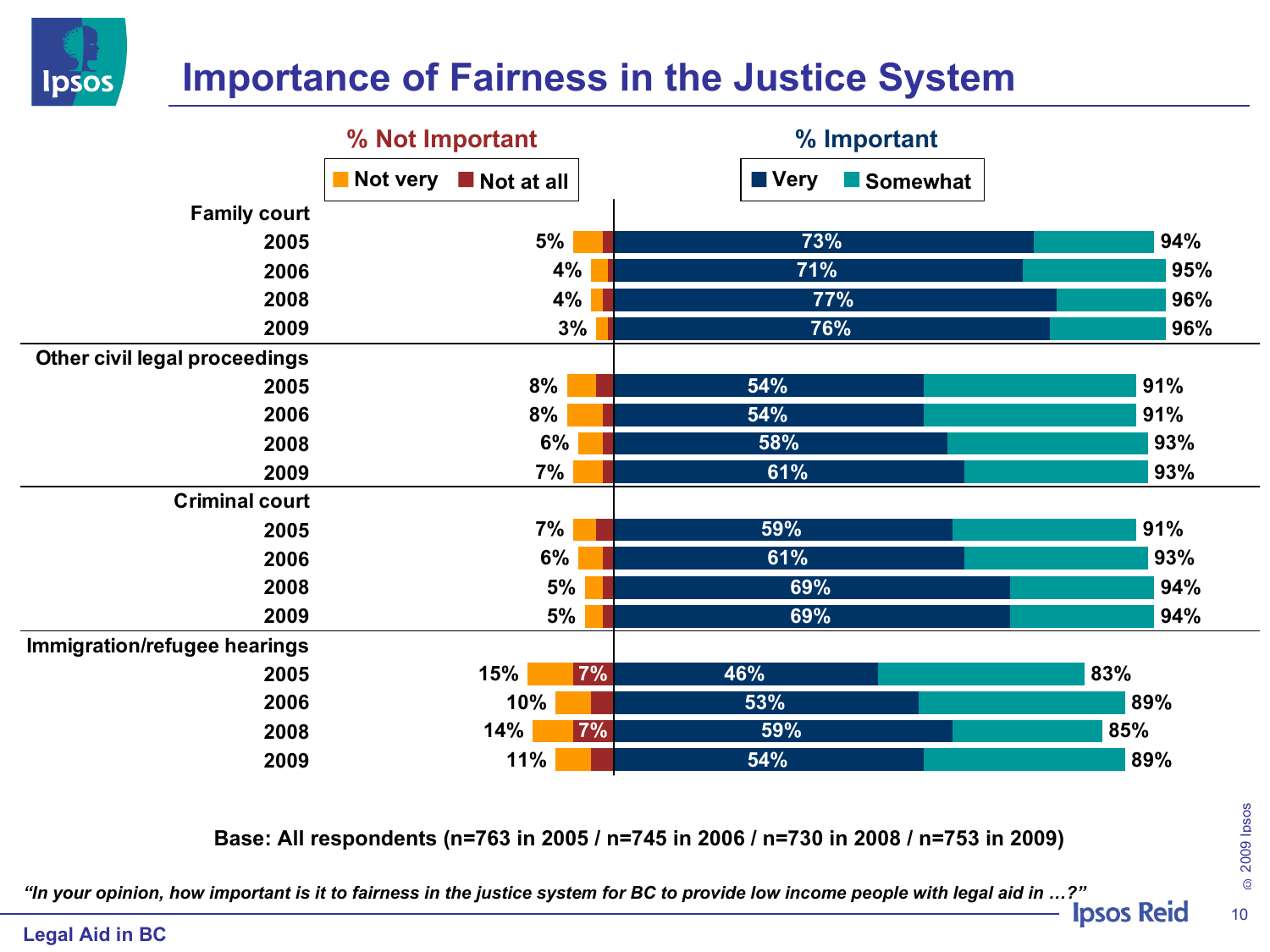# Importance of Fairness in the Justice System

| | % Not Important (Not very + Not at all) | Not at all | % Important: Very | % Important: Total (Very + Somewhat) |
|---|---|---|---|---|
| **Family court** | | | | |
| 2005 | 5% | | 73% | 94% |
| 2006 | 4% | | 71% | 95% |
| 2008 | 4% | | 77% | 96% |
| 2009 | 3% | | 76% | 96% |
| **Other civil legal proceedings** | | | | |
| 2005 | 8% | | 54% | 91% |
| 2006 | 8% | | 54% | 91% |
| 2008 | 6% | | 58% | 93% |
| 2009 | 7% | | 61% | 93% |
| **Criminal court** | | | | |
| 2005 | 7% | | 59% | 91% |
| 2006 | 6% | | 61% | 93% |
| 2008 | 5% | | 69% | 94% |
| 2009 | 5% | | 69% | 94% |
| **Immigration/refugee hearings** | | | | |
| 2005 | 15% | 7% | 46% | 83% |
| 2006 | 10% | | 53% | 89% |
| 2008 | 14% | 7% | 59% | 85% |
| 2009 | 11% | | 54% | 89% |

**Base: All respondents (n=763 in 2005 / n=745 in 2006 / n=730 in 2008 / n=753 in 2009)**

*"In your opinion, how important is it to fairness in the justice system for BC to provide low income people with legal aid in …?"*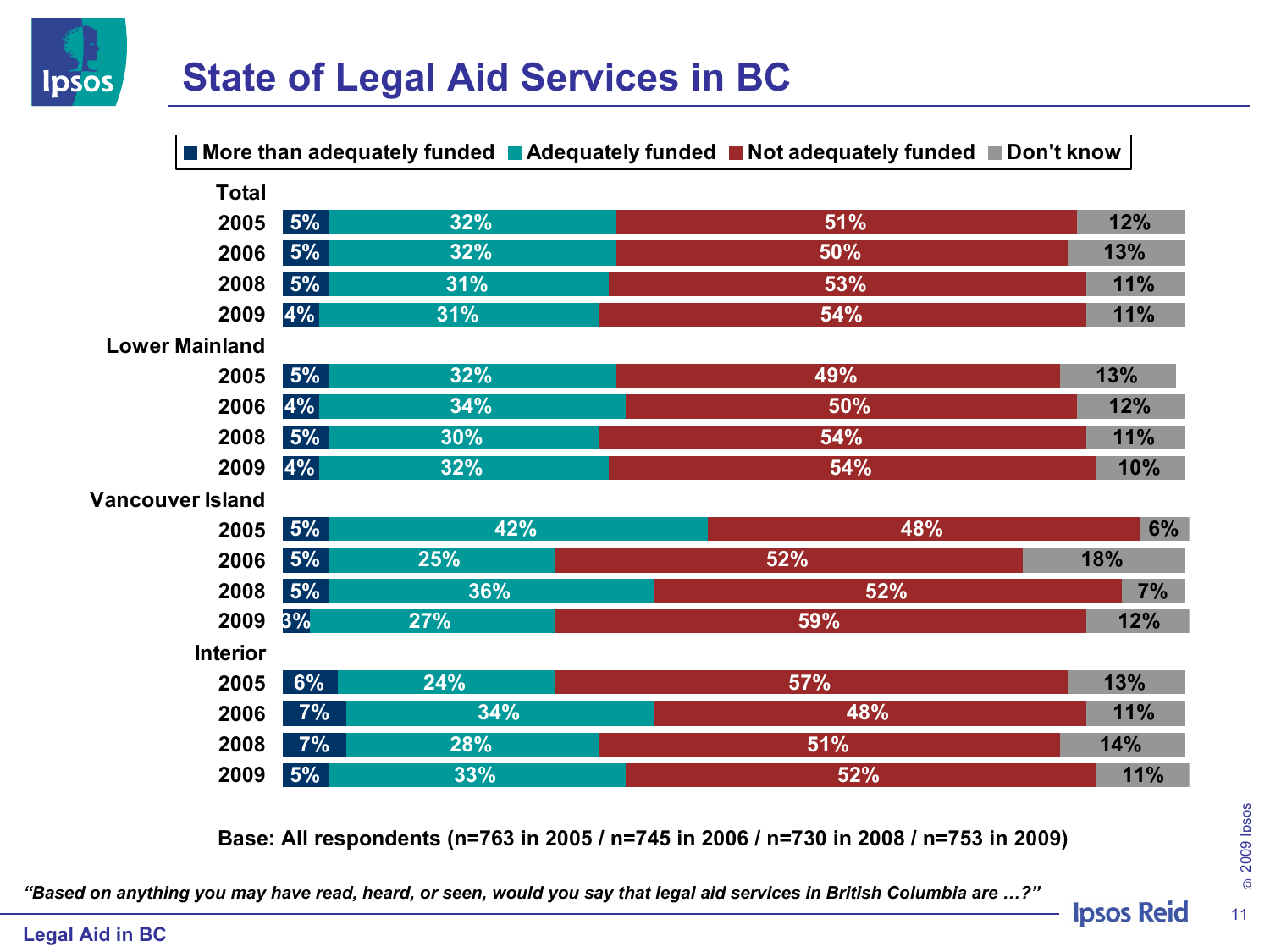# State of Legal Aid Services in BC

| | More than adequately funded | Adequately funded | Not adequately funded | Don't know |
|---|---|---|---|---|
| **Total** | | | | |
| 2005 | 5% | 32% | 51% | 12% |
| 2006 | 5% | 32% | 50% | 13% |
| 2008 | 5% | 31% | 53% | 11% |
| 2009 | 4% | 31% | 54% | 11% |
| **Lower Mainland** | | | | |
| 2005 | 5% | 32% | 49% | 13% |
| 2006 | 4% | 34% | 50% | 12% |
| 2008 | 5% | 30% | 54% | 11% |
| 2009 | 4% | 32% | 54% | 10% |
| **Vancouver Island** | | | | |
| 2005 | 5% | 42% | 48% | 6% |
| 2006 | 5% | 25% | 52% | 18% |
| 2008 | 5% | 36% | 52% | 7% |
| 2009 | 3% | 27% | 59% | 12% |
| **Interior** | | | | |
| 2005 | 6% | 24% | 57% | 13% |
| 2006 | 7% | 34% | 48% | 11% |
| 2008 | 7% | 28% | 51% | 14% |
| 2009 | 5% | 33% | 52% | 11% |

**Base: All respondents (n=763 in 2005 / n=745 in 2006 / n=730 in 2008 / n=753 in 2009)**

*"Based on anything you may have read, heard, or seen, would you say that legal aid services in British Columbia are …?"*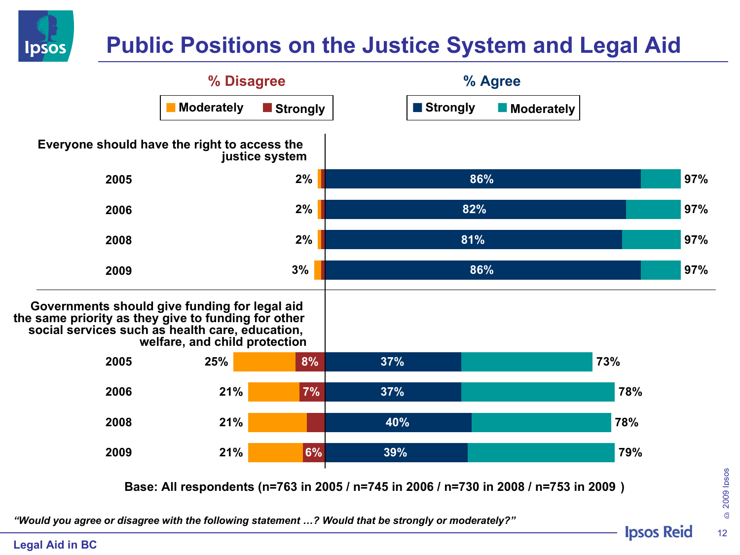# Public Positions on the Justice System and Legal Aid

**% Disagree** (Moderately / Strongly) — **% Agree** (Strongly / Moderately)

**Everyone should have the right to access the justice system**

| Year | % Disagree (total) | Strongly Agree | % Agree (total) |
|---|---|---|---|
| 2005 | 2% | 86% | 97% |
| 2006 | 2% | 82% | 97% |
| 2008 | 2% | 81% | 97% |
| 2009 | 3% | 86% | 97% |

**Governments should give funding for legal aid the same priority as they give to funding for other social services such as health care, education, welfare, and child protection**

| Year | % Disagree (total) | Strongly Disagree | Strongly Agree | % Agree (total) |
|---|---|---|---|---|
| 2005 | 25% | 8% | 37% | 73% |
| 2006 | 21% | 7% | 37% | 78% |
| 2008 | 21% | | 40% | 78% |
| 2009 | 21% | 6% | 39% | 79% |

**Base: All respondents (n=763 in 2005 / n=745 in 2006 / n=730 in 2008 / n=753 in 2009 )**

*"Would you agree or disagree with the following statement …? Would that be strongly or moderately?"*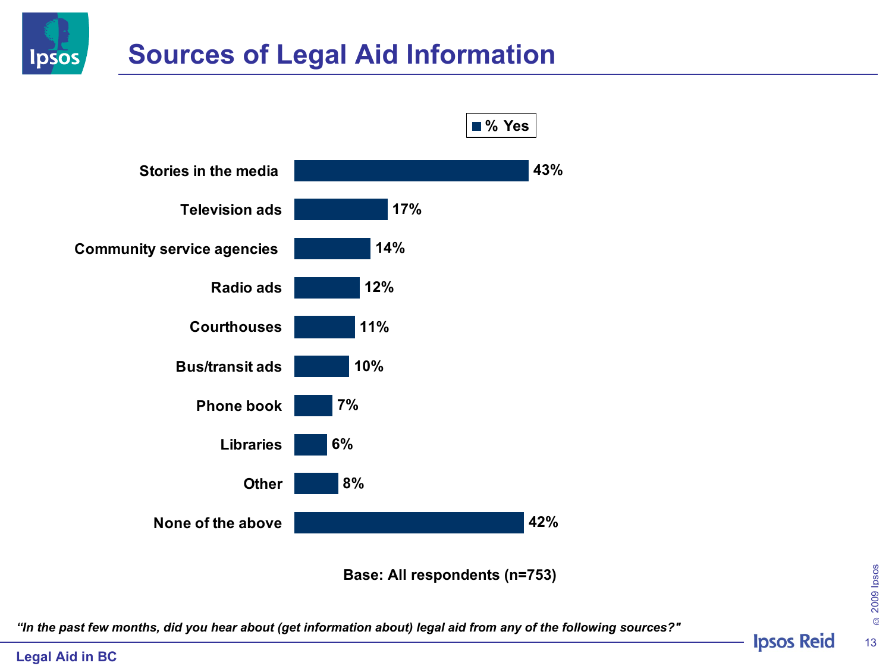# Sources of Legal Aid Information

| | % Yes |
|---|---|
| Stories in the media | 43% |
| Television ads | 17% |
| Community service agencies | 14% |
| Radio ads | 12% |
| Courthouses | 11% |
| Bus/transit ads | 10% |
| Phone book | 7% |
| Libraries | 6% |
| Other | 8% |
| None of the above | 42% |

**Base: All respondents (n=753)**

*"In the past few months, did you hear about (get information about) legal aid from any of the following sources?"*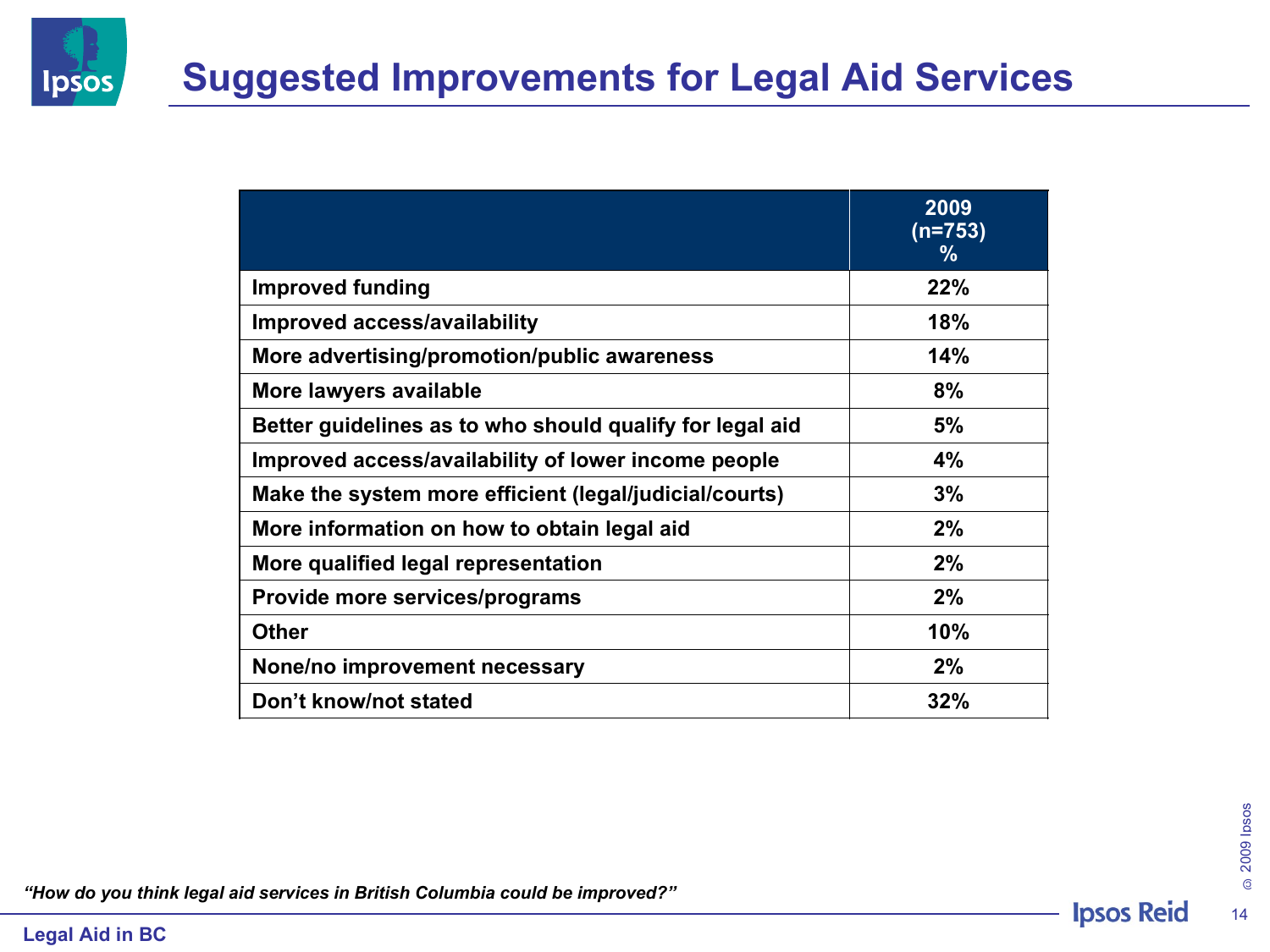# Suggested Improvements for Legal Aid Services

| | 2009 (n=753) % |
|---|---|
| Improved funding | 22% |
| Improved access/availability | 18% |
| More advertising/promotion/public awareness | 14% |
| More lawyers available | 8% |
| Better guidelines as to who should qualify for legal aid | 5% |
| Improved access/availability of lower income people | 4% |
| Make the system more efficient (legal/judicial/courts) | 3% |
| More information on how to obtain legal aid | 2% |
| More qualified legal representation | 2% |
| Provide more services/programs | 2% |
| Other | 10% |
| None/no improvement necessary | 2% |
| Don't know/not stated | 32% |

*"How do you think legal aid services in British Columbia could be improved?"*